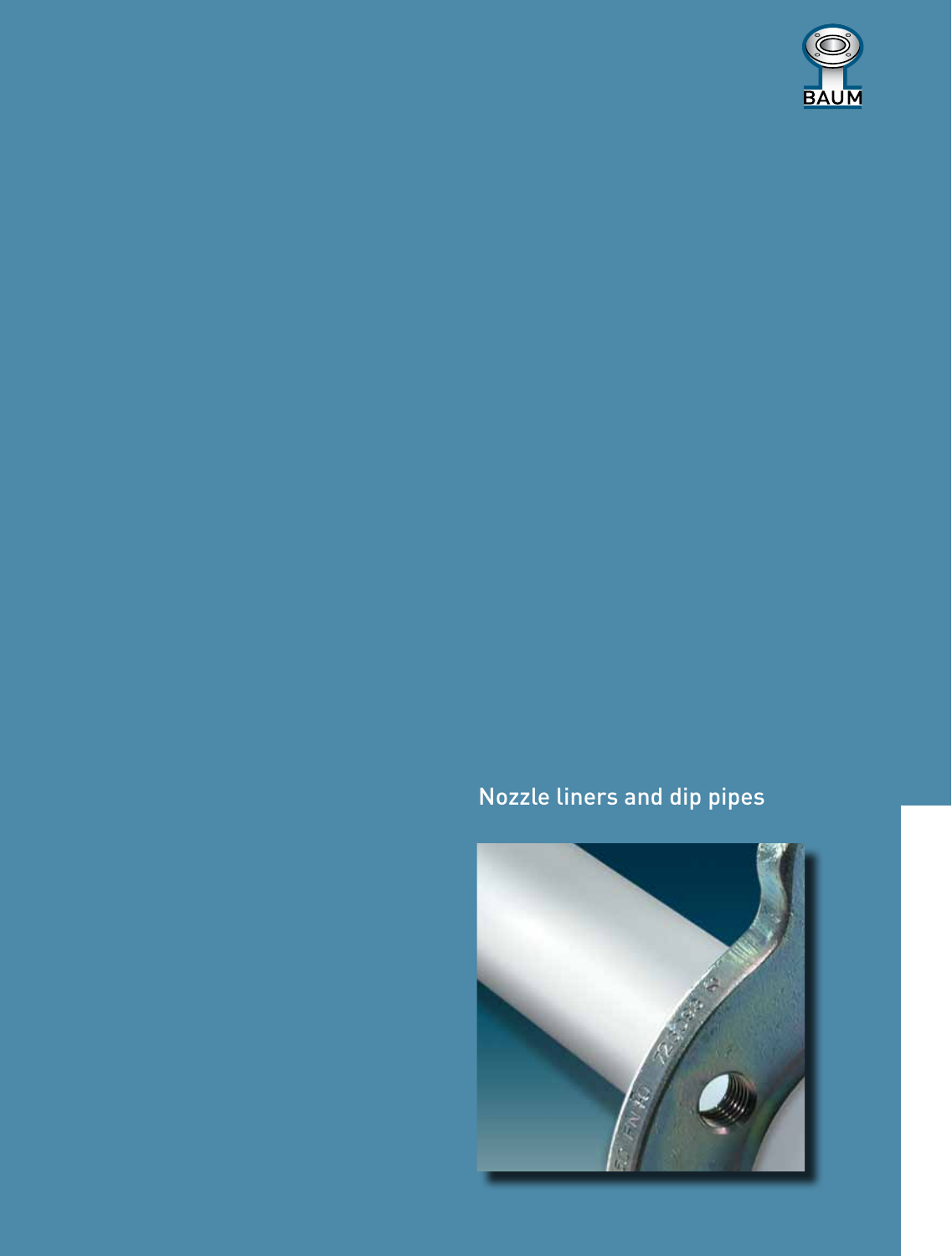BAUM

# Nozzle liners and dip pipes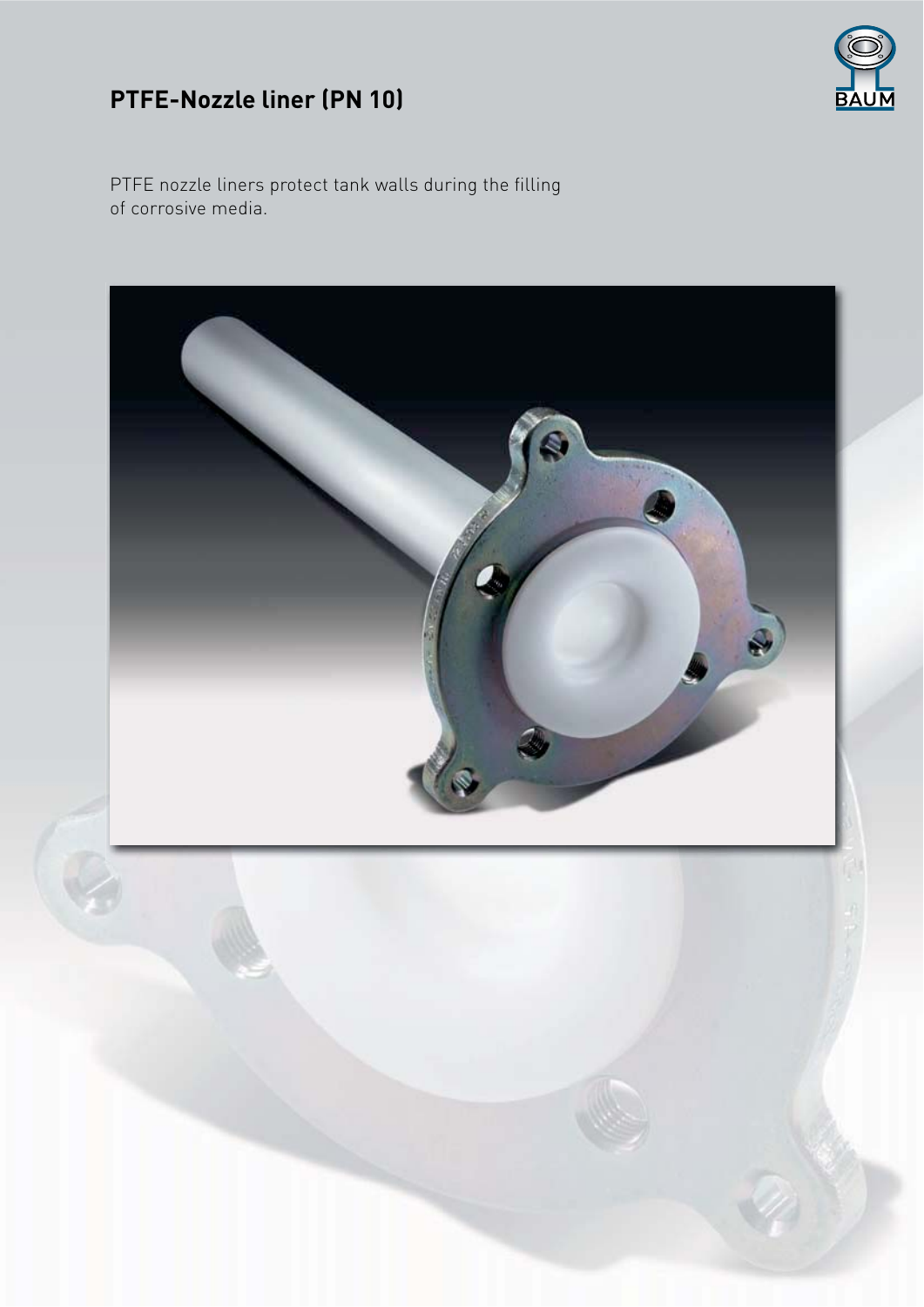# PTFE-Nozzle liner (PN 10)

PTFE nozzle liners protect tank walls during the filling of corrosive media.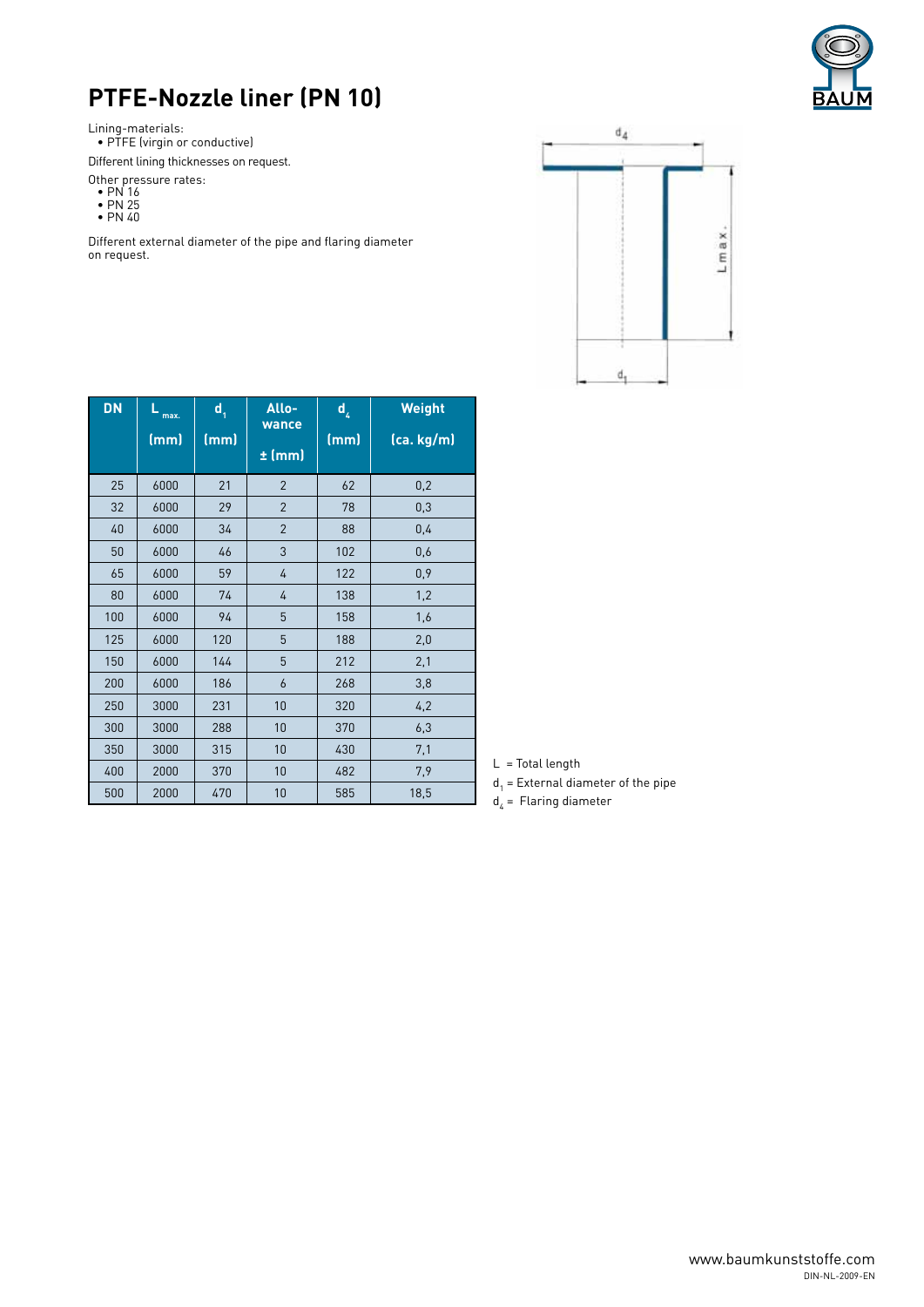# PTFE-Nozzle liner (PN 10)

Lining-materials:
- PTFE (virgin or conductive)

Different lining thicknesses on request.

Other pressure rates:
- PN 16
- PN 25
- PN 40

Different external diameter of the pipe and flaring diameter on request.

| DN | $L_{max.}$ (mm) | $d_1$ (mm) | Allo-wance ± (mm) | $d_4$ (mm) | Weight (ca. kg/m) |
|---|---|---|---|---|---|
| 25 | 6000 | 21 | 2 | 62 | 0,2 |
| 32 | 6000 | 29 | 2 | 78 | 0,3 |
| 40 | 6000 | 34 | 2 | 88 | 0,4 |
| 50 | 6000 | 46 | 3 | 102 | 0,6 |
| 65 | 6000 | 59 | 4 | 122 | 0,9 |
| 80 | 6000 | 74 | 4 | 138 | 1,2 |
| 100 | 6000 | 94 | 5 | 158 | 1,6 |
| 125 | 6000 | 120 | 5 | 188 | 2,0 |
| 150 | 6000 | 144 | 5 | 212 | 2,1 |
| 200 | 6000 | 186 | 6 | 268 | 3,8 |
| 250 | 3000 | 231 | 10 | 320 | 4,2 |
| 300 | 3000 | 288 | 10 | 370 | 6,3 |
| 350 | 3000 | 315 | 10 | 430 | 7,1 |
| 400 | 2000 | 370 | 10 | 482 | 7,9 |
| 500 | 2000 | 470 | 10 | 585 | 18,5 |

L = Total length
$d_1$ = External diameter of the pipe
$d_4$ = Flaring diameter

www.baumkunststoffe.com
DIN-NL-2009-EN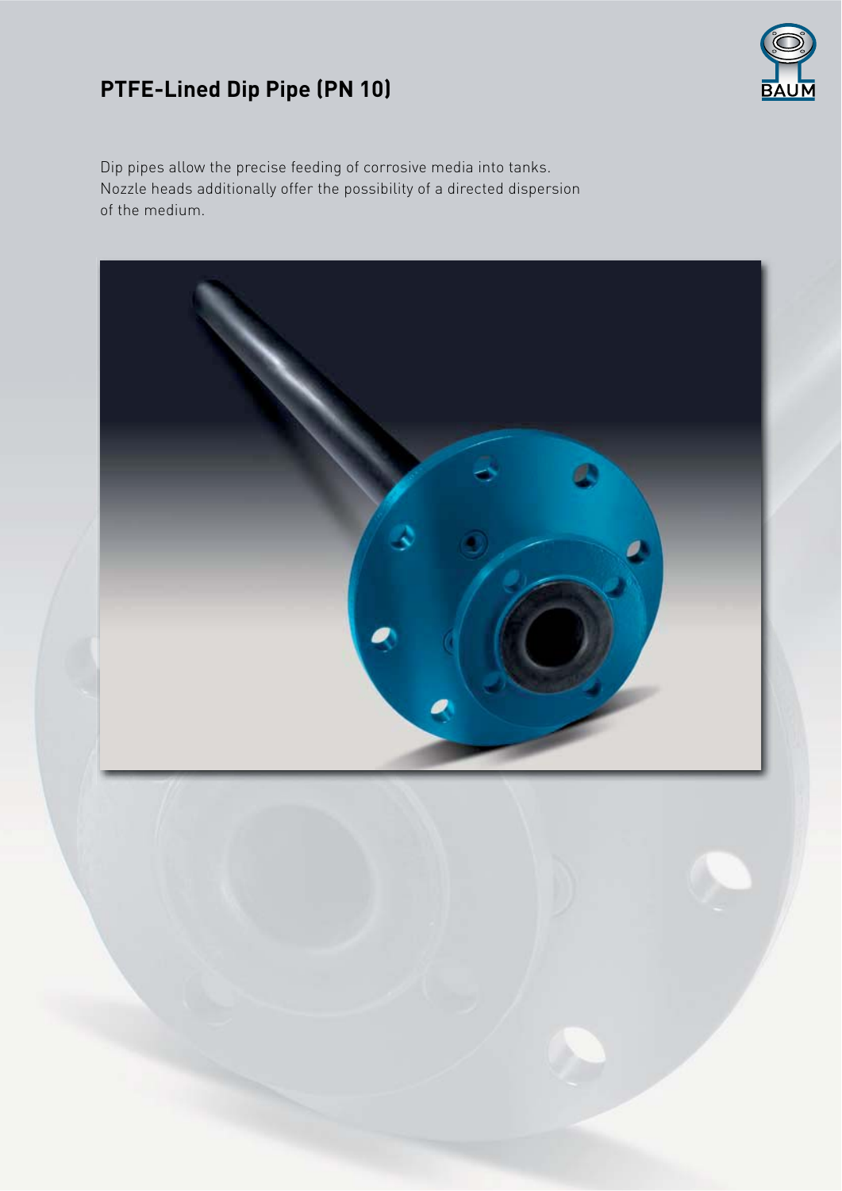# PTFE-Lined Dip Pipe (PN 10)

Dip pipes allow the precise feeding of corrosive media into tanks. Nozzle heads additionally offer the possibility of a directed dispersion of the medium.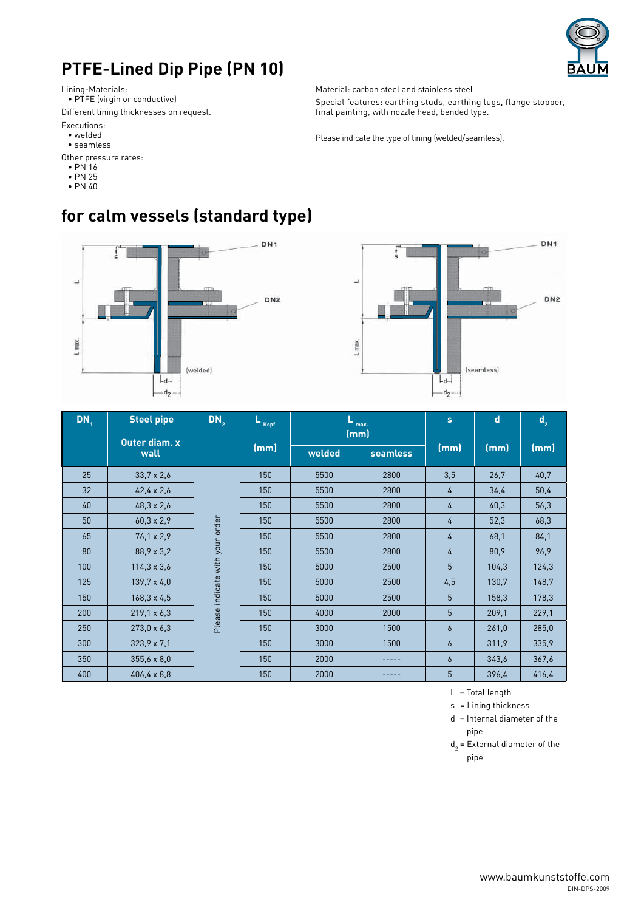# PTFE-Lined Dip Pipe (PN 10)

Lining-Materials:
- PTFE (virgin or conductive)

Different lining thicknesses on request.

Executions:
- welded
- seamless

Other pressure rates:
- PN 16
- PN 25
- PN 40

Material: carbon steel and stainless steel

Special features: earthing studs, earthing lugs, flange stopper, final painting, with nozzle head, bended type.

Please indicate the type of lining (welded/seamless).

## for calm vessels (standard type)

| $DN_1$ | Steel pipe Outer diam. x wall | $DN_2$ | $L_{Kopf}$ (mm) | $L_{max.}$ (mm) | | s (mm) | d (mm) | $d_2$ (mm) |
|---|---|---|---|---|---|---|---|---|
| | | | | welded | seamless | | | |
| 25 | 33,7 x 2,6 | Please indicate with your order | 150 | 5500 | 2800 | 3,5 | 26,7 | 40,7 |
| 32 | 42,4 x 2,6 | | 150 | 5500 | 2800 | 4 | 34,4 | 50,4 |
| 40 | 48,3 x 2,6 | | 150 | 5500 | 2800 | 4 | 40,3 | 56,3 |
| 50 | 60,3 x 2,9 | | 150 | 5500 | 2800 | 4 | 52,3 | 68,3 |
| 65 | 76,1 x 2,9 | | 150 | 5500 | 2800 | 4 | 68,1 | 84,1 |
| 80 | 88,9 x 3,2 | | 150 | 5500 | 2800 | 4 | 80,9 | 96,9 |
| 100 | 114,3 x 3,6 | | 150 | 5000 | 2500 | 5 | 104,3 | 124,3 |
| 125 | 139,7 x 4,0 | | 150 | 5000 | 2500 | 4,5 | 130,7 | 148,7 |
| 150 | 168,3 x 4,5 | | 150 | 5000 | 2500 | 5 | 158,3 | 178,3 |
| 200 | 219,1 x 6,3 | | 150 | 4000 | 2000 | 5 | 209,1 | 229,1 |
| 250 | 273,0 x 6,3 | | 150 | 3000 | 1500 | 6 | 261,0 | 285,0 |
| 300 | 323,9 x 7,1 | | 150 | 3000 | 1500 | 6 | 311,9 | 335,9 |
| 350 | 355,6 x 8,0 | | 150 | 2000 | ----- | 6 | 343,6 | 367,6 |
| 400 | 406,4 x 8,8 | | 150 | 2000 | ----- | 5 | 396,4 | 416,4 |

L = Total length
s = Lining thickness
d = Internal diameter of the pipe
$d_2$ = External diameter of the pipe

www.baumkunststoffe.com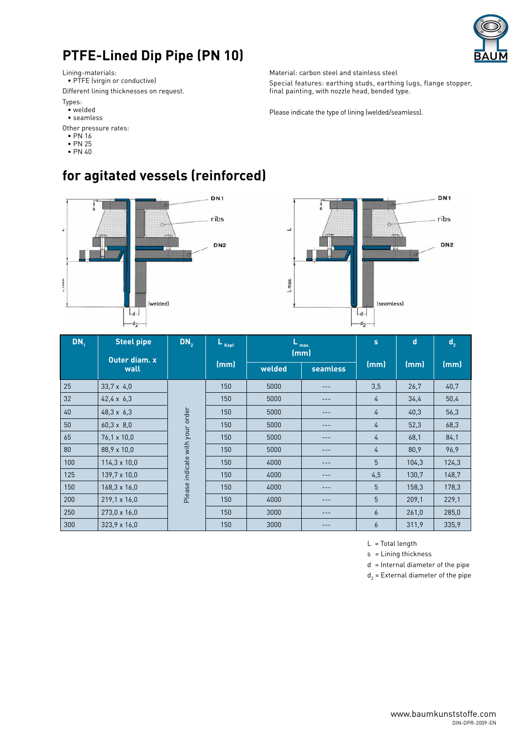# PTFE-Lined Dip Pipe (PN 10)

Lining-materials:
- PTFE (virgin or conductive)

Different lining thicknesses on request.

Types:
- welded
- seamless

Other pressure rates:
- PN 16
- PN 25
- PN 40

Material: carbon steel and stainless steel

Special features: earthing studs, earthing lugs, flange stopper, final painting, with nozzle head, bended type.

Please indicate the type of lining (welded/seamless).

## for agitated vessels (reinforced)

DN1
ribs
DN2
s
L
L max.
(welded)
d
$d_2$

DN1
ribs
DN2
s
L
L max.
(seamless)
d
$d_2$

| $DN_1$ | Steel pipe Outer diam. x wall | $DN_2$ | $L_{Kopf}$ (mm) | $L_{max.}$ (mm) | | s (mm) | d (mm) | $d_2$ (mm) |
|---|---|---|---|---|---|---|---|---|
| | | | | welded | seamless | | | |
| 25 | 33,7 x 4,0 | Please indicate with your order | 150 | 5000 | --- | 3,5 | 26,7 | 40,7 |
| 32 | 42,4 x 6,3 | | 150 | 5000 | --- | 4 | 34,4 | 50,4 |
| 40 | 48,3 x 6,3 | | 150 | 5000 | --- | 4 | 40,3 | 56,3 |
| 50 | 60,3 x 8,0 | | 150 | 5000 | --- | 4 | 52,3 | 68,3 |
| 65 | 76,1 x 10,0 | | 150 | 5000 | --- | 4 | 68,1 | 84,1 |
| 80 | 88,9 x 10,0 | | 150 | 5000 | --- | 4 | 80,9 | 96,9 |
| 100 | 114,3 x 10,0 | | 150 | 4000 | --- | 5 | 104,3 | 124,3 |
| 125 | 139,7 x 10,0 | | 150 | 4000 | --- | 4,5 | 130,7 | 148,7 |
| 150 | 168,3 x 16,0 | | 150 | 4000 | --- | 5 | 158,3 | 178,3 |
| 200 | 219,1 x 16,0 | | 150 | 4000 | --- | 5 | 209,1 | 229,1 |
| 250 | 273,0 x 16,0 | | 150 | 3000 | --- | 6 | 261,0 | 285,0 |
| 300 | 323,9 x 16,0 | | 150 | 3000 | --- | 6 | 311,9 | 335,9 |

L = Total length
s = Lining thickness
d = Internal diameter of the pipe
$d_2$ = External diameter of the pipe

www.baumkunststoffe.com
DIN-DPR-2009-EN